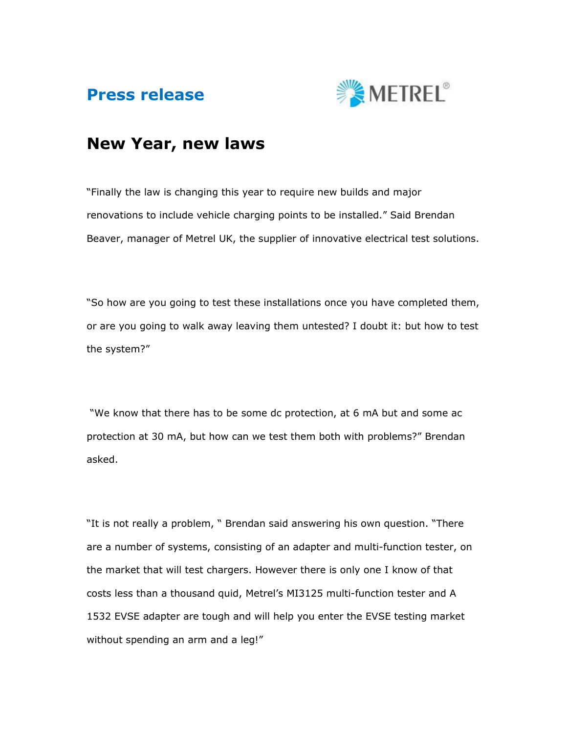**Press release**

METREL®

# New Year, new laws

“Finally the law is changing this year to require new builds and major renovations to include vehicle charging points to be installed.” Said Brendan Beaver, manager of Metrel UK, the supplier of innovative electrical test solutions.

“So how are you going to test these installations once you have completed them, or are you going to walk away leaving them untested? I doubt it: but how to test the system?”

“We know that there has to be some dc protection, at 6 mA but and some ac protection at 30 mA, but how can we test them both with problems?” Brendan asked.

“It is not really a problem, “ Brendan said answering his own question. “There are a number of systems, consisting of an adapter and multi-function tester, on the market that will test chargers. However there is only one I know of that costs less than a thousand quid, Metrel’s MI3125 multi-function tester and A 1532 EVSE adapter are tough and will help you enter the EVSE testing market without spending an arm and a leg!”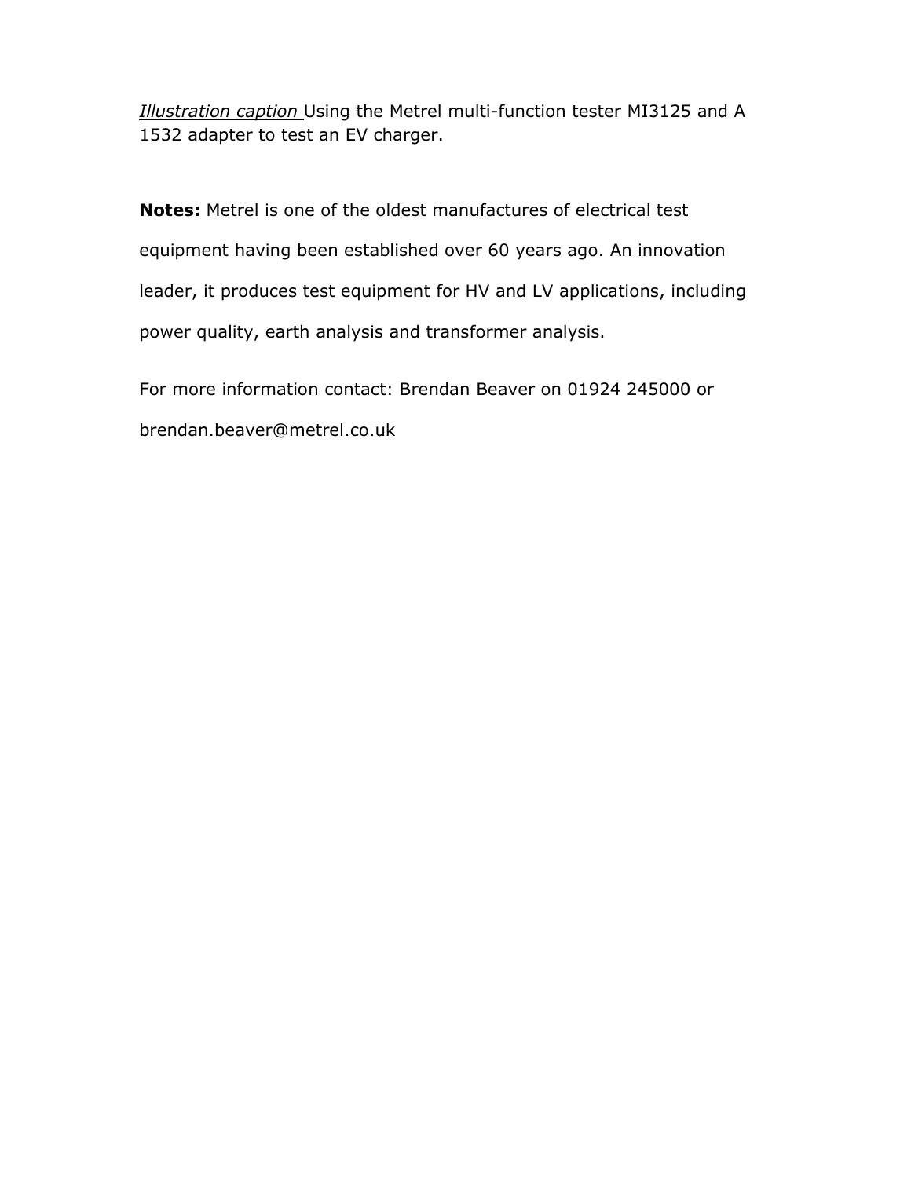*Illustration caption* Using the Metrel multi-function tester MI3125 and A 1532 adapter to test an EV charger.

**Notes:** Metrel is one of the oldest manufactures of electrical test equipment having been established over 60 years ago. An innovation leader, it produces test equipment for HV and LV applications, including power quality, earth analysis and transformer analysis.

For more information contact: Brendan Beaver on 01924 245000 or brendan.beaver@metrel.co.uk